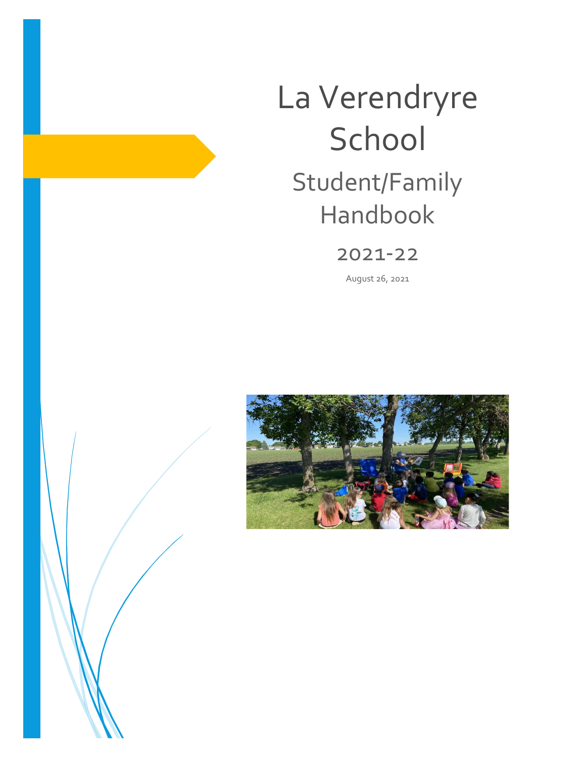# La Verendryre School

## Student/Family Handbook

2021-22

August 26, 2021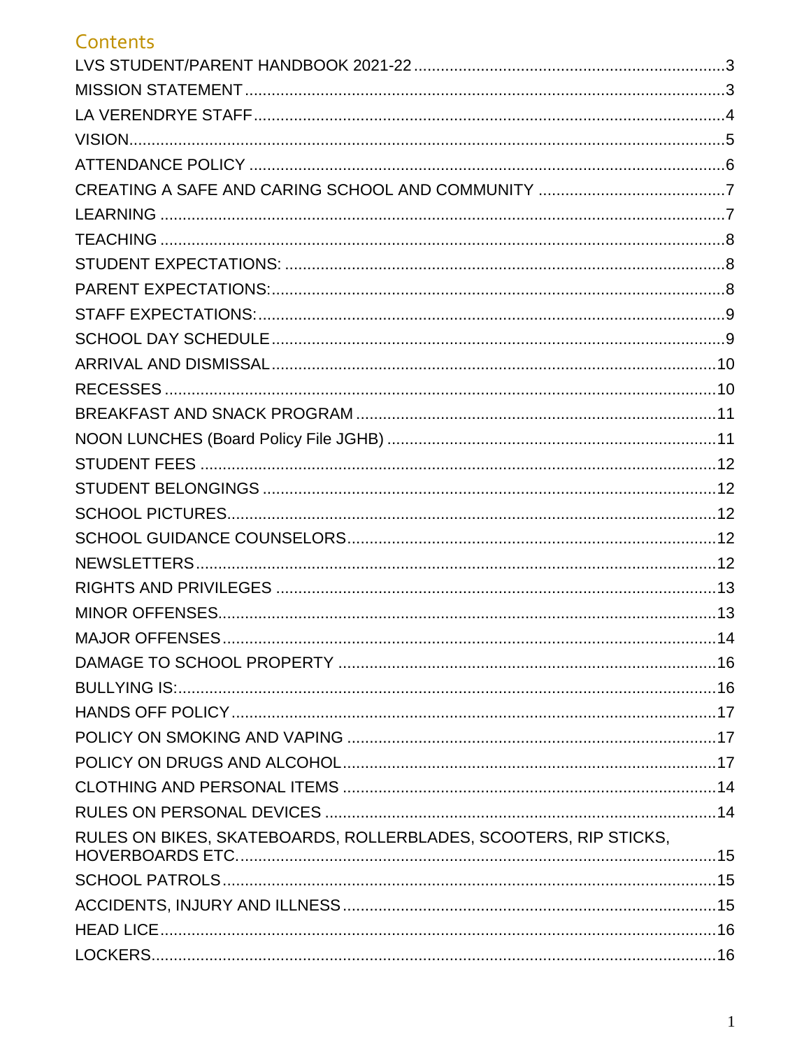## Contents

LVS STUDENT/PARENT HANDBOOK 2021-22 .....3
MISSION STATEMENT .....3
LA VERENDRYE STAFF .....4
VISION .....5
ATTENDANCE POLICY .....6
CREATING A SAFE AND CARING SCHOOL AND COMMUNITY .....7
LEARNING .....7
TEACHING .....8
STUDENT EXPECTATIONS: .....8
PARENT EXPECTATIONS: .....8
STAFF EXPECTATIONS: .....9
SCHOOL DAY SCHEDULE .....9
ARRIVAL AND DISMISSAL .....10
RECESSES .....10
BREAKFAST AND SNACK PROGRAM .....11
NOON LUNCHES (Board Policy File JGHB) .....11
STUDENT FEES .....12
STUDENT BELONGINGS .....12
SCHOOL PICTURES .....12
SCHOOL GUIDANCE COUNSELORS .....12
NEWSLETTERS .....12
RIGHTS AND PRIVILEGES .....13
MINOR OFFENSES .....13
MAJOR OFFENSES .....14
DAMAGE TO SCHOOL PROPERTY .....16
BULLYING IS: .....16
HANDS OFF POLICY .....17
POLICY ON SMOKING AND VAPING .....17
POLICY ON DRUGS AND ALCOHOL .....17
CLOTHING AND PERSONAL ITEMS .....14
RULES ON PERSONAL DEVICES .....14
RULES ON BIKES, SKATEBOARDS, ROLLERBLADES, SCOOTERS, RIP STICKS, HOVERBOARDS ETC. .....15
SCHOOL PATROLS .....15
ACCIDENTS, INJURY AND ILLNESS .....15
HEAD LICE .....16
LOCKERS .....16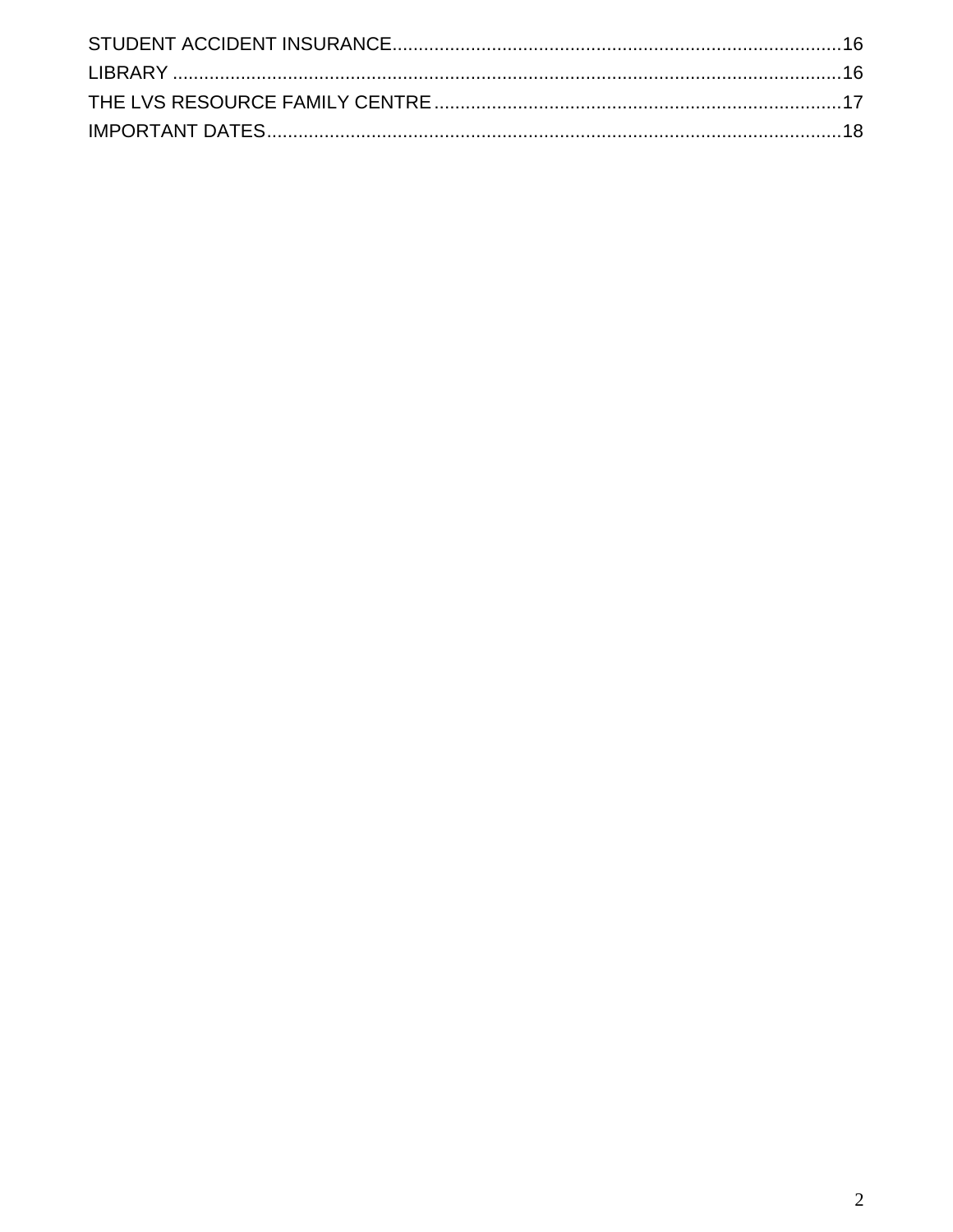STUDENT ACCIDENT INSURANCE......................................................................................16
LIBRARY .................................................................................................................16
THE LVS RESOURCE FAMILY CENTRE .............................................................................17
IMPORTANT DATES...........................................................................................................18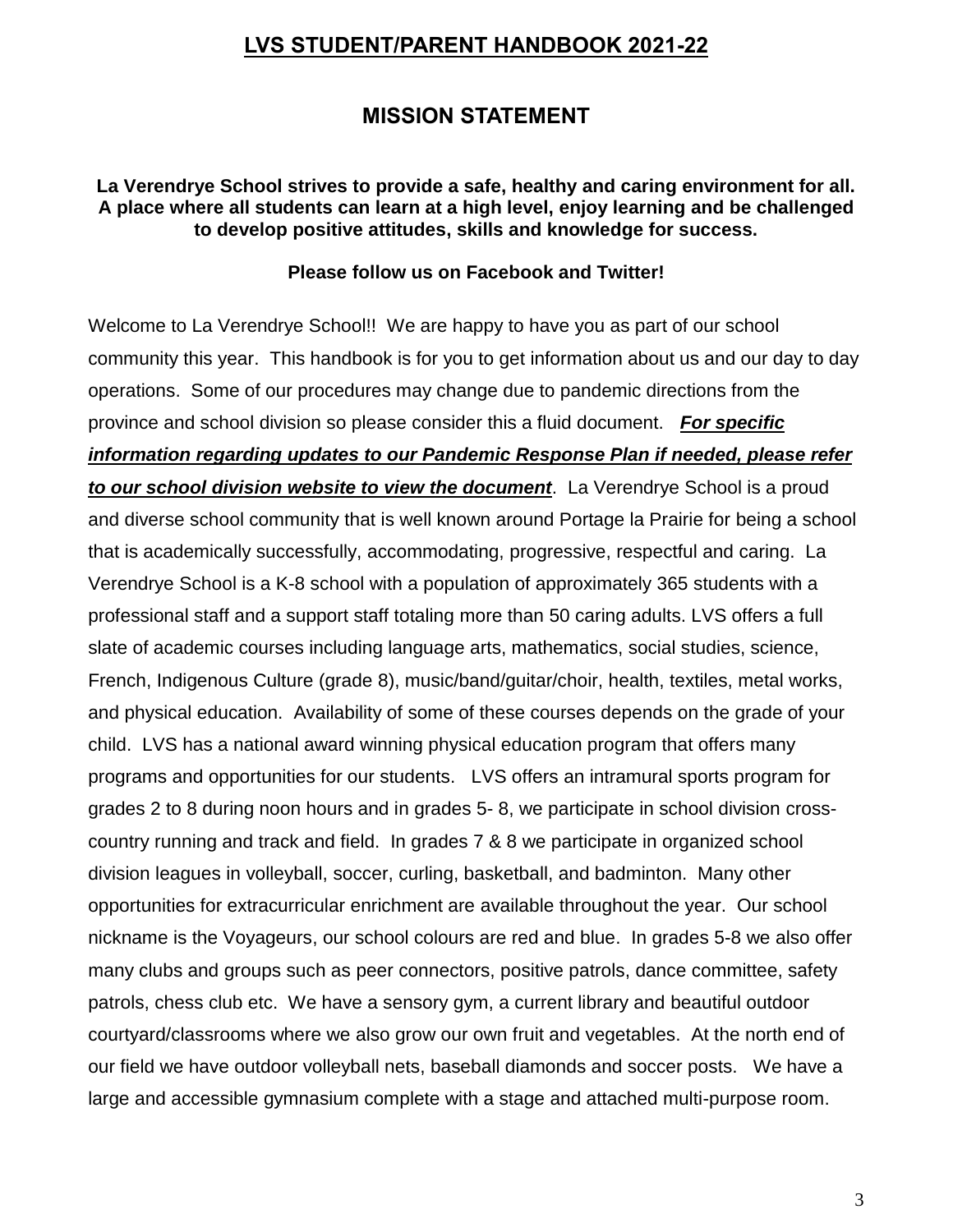# LVS STUDENT/PARENT HANDBOOK 2021-22

## MISSION STATEMENT

**La Verendrye School strives to provide a safe, healthy and caring environment for all. A place where all students can learn at a high level, enjoy learning and be challenged to develop positive attitudes, skills and knowledge for success.**

**Please follow us on Facebook and Twitter!**

Welcome to La Verendrye School!! We are happy to have you as part of our school community this year. This handbook is for you to get information about us and our day to day operations. Some of our procedures may change due to pandemic directions from the province and school division so please consider this a fluid document. ***For specific information regarding updates to our Pandemic Response Plan if needed, please refer to our school division website to view the document***. La Verendrye School is a proud and diverse school community that is well known around Portage la Prairie for being a school that is academically successfully, accommodating, progressive, respectful and caring. La Verendrye School is a K-8 school with a population of approximately 365 students with a professional staff and a support staff totaling more than 50 caring adults. LVS offers a full slate of academic courses including language arts, mathematics, social studies, science, French, Indigenous Culture (grade 8), music/band/guitar/choir, health, textiles, metal works, and physical education. Availability of some of these courses depends on the grade of your child. LVS has a national award winning physical education program that offers many programs and opportunities for our students. LVS offers an intramural sports program for grades 2 to 8 during noon hours and in grades 5- 8, we participate in school division cross-country running and track and field. In grades 7 & 8 we participate in organized school division leagues in volleyball, soccer, curling, basketball, and badminton. Many other opportunities for extracurricular enrichment are available throughout the year. Our school nickname is the Voyageurs, our school colours are red and blue. In grades 5-8 we also offer many clubs and groups such as peer connectors, positive patrols, dance committee, safety patrols, chess club etc. We have a sensory gym, a current library and beautiful outdoor courtyard/classrooms where we also grow our own fruit and vegetables. At the north end of our field we have outdoor volleyball nets, baseball diamonds and soccer posts. We have a large and accessible gymnasium complete with a stage and attached multi-purpose room.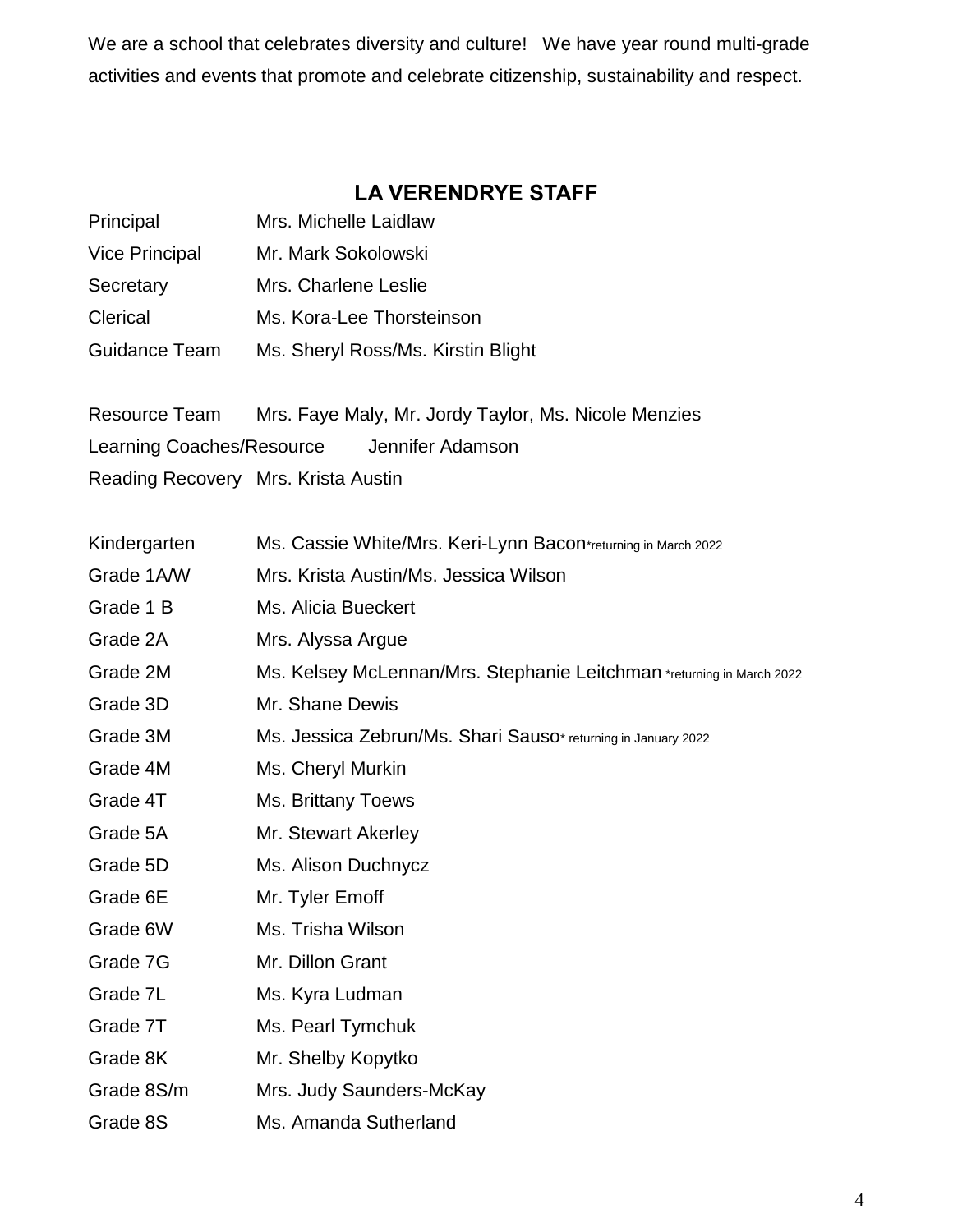We are a school that celebrates diversity and culture! We have year round multi-grade activities and events that promote and celebrate citizenship, sustainability and respect.

## LA VERENDRYE STAFF

| | |
|---|---|
| Principal | Mrs. Michelle Laidlaw |
| Vice Principal | Mr. Mark Sokolowski |
| Secretary | Mrs. Charlene Leslie |
| Clerical | Ms. Kora-Lee Thorsteinson |
| Guidance Team | Ms. Sheryl Ross/Ms. Kirstin Blight |
| | |
| Resource Team | Mrs. Faye Maly, Mr. Jordy Taylor, Ms. Nicole Menzies |
| Learning Coaches/Resource | Jennifer Adamson |
| Reading Recovery | Mrs. Krista Austin |
| | |
| Kindergarten | Ms. Cassie White/Mrs. Keri-Lynn Bacon*returning in March 2022 |
| Grade 1A/W | Mrs. Krista Austin/Ms. Jessica Wilson |
| Grade 1 B | Ms. Alicia Bueckert |
| Grade 2A | Mrs. Alyssa Argue |
| Grade 2M | Ms. Kelsey McLennan/Mrs. Stephanie Leitchman *returning in March 2022 |
| Grade 3D | Mr. Shane Dewis |
| Grade 3M | Ms. Jessica Zebrun/Ms. Shari Sauso* returning in January 2022 |
| Grade 4M | Ms. Cheryl Murkin |
| Grade 4T | Ms. Brittany Toews |
| Grade 5A | Mr. Stewart Akerley |
| Grade 5D | Ms. Alison Duchnycz |
| Grade 6E | Mr. Tyler Emoff |
| Grade 6W | Ms. Trisha Wilson |
| Grade 7G | Mr. Dillon Grant |
| Grade 7L | Ms. Kyra Ludman |
| Grade 7T | Ms. Pearl Tymchuk |
| Grade 8K | Mr. Shelby Kopytko |
| Grade 8S/m | Mrs. Judy Saunders-McKay |
| Grade 8S | Ms. Amanda Sutherland |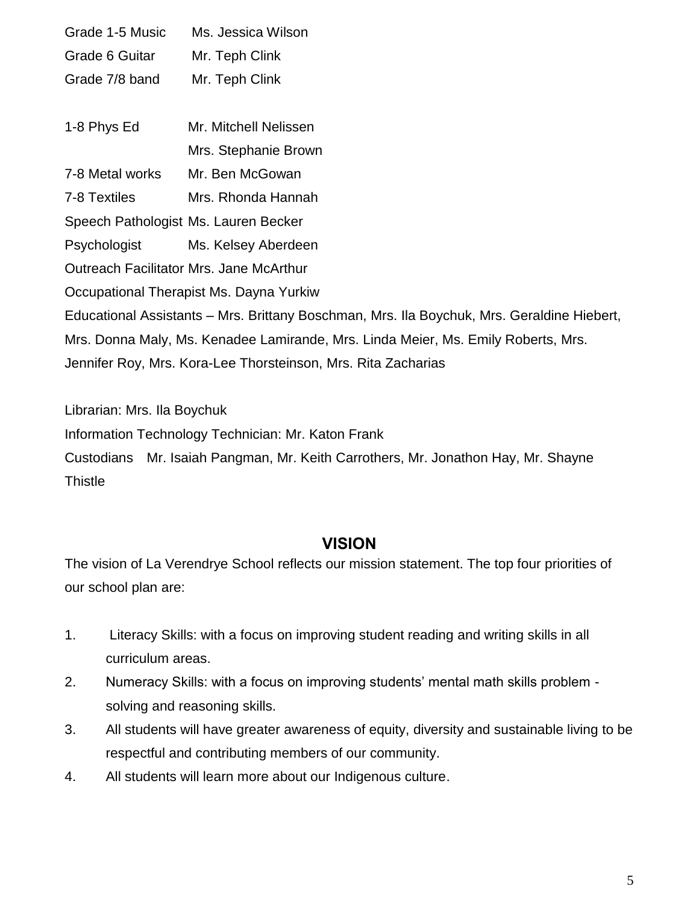Grade 1-5 Music Ms. Jessica Wilson

Grade 6 Guitar Mr. Teph Clink

Grade 7/8 band Mr. Teph Clink

1-8 Phys Ed Mr. Mitchell Nelissen
Mrs. Stephanie Brown

7-8 Metal works Mr. Ben McGowan

7-8 Textiles Mrs. Rhonda Hannah

Speech Pathologist Ms. Lauren Becker

Psychologist Ms. Kelsey Aberdeen

Outreach Facilitator Mrs. Jane McArthur

Occupational Therapist Ms. Dayna Yurkiw

Educational Assistants – Mrs. Brittany Boschman, Mrs. Ila Boychuk, Mrs. Geraldine Hiebert, Mrs. Donna Maly, Ms. Kenadee Lamirande, Mrs. Linda Meier, Ms. Emily Roberts, Mrs. Jennifer Roy, Mrs. Kora-Lee Thorsteinson, Mrs. Rita Zacharias

Librarian: Mrs. Ila Boychuk

Information Technology Technician: Mr. Katon Frank

Custodians Mr. Isaiah Pangman, Mr. Keith Carrothers, Mr. Jonathon Hay, Mr. Shayne Thistle

## VISION

The vision of La Verendrye School reflects our mission statement. The top four priorities of our school plan are:

1. Literacy Skills: with a focus on improving student reading and writing skills in all curriculum areas.
2. Numeracy Skills: with a focus on improving students' mental math skills problem - solving and reasoning skills.
3. All students will have greater awareness of equity, diversity and sustainable living to be respectful and contributing members of our community.
4. All students will learn more about our Indigenous culture.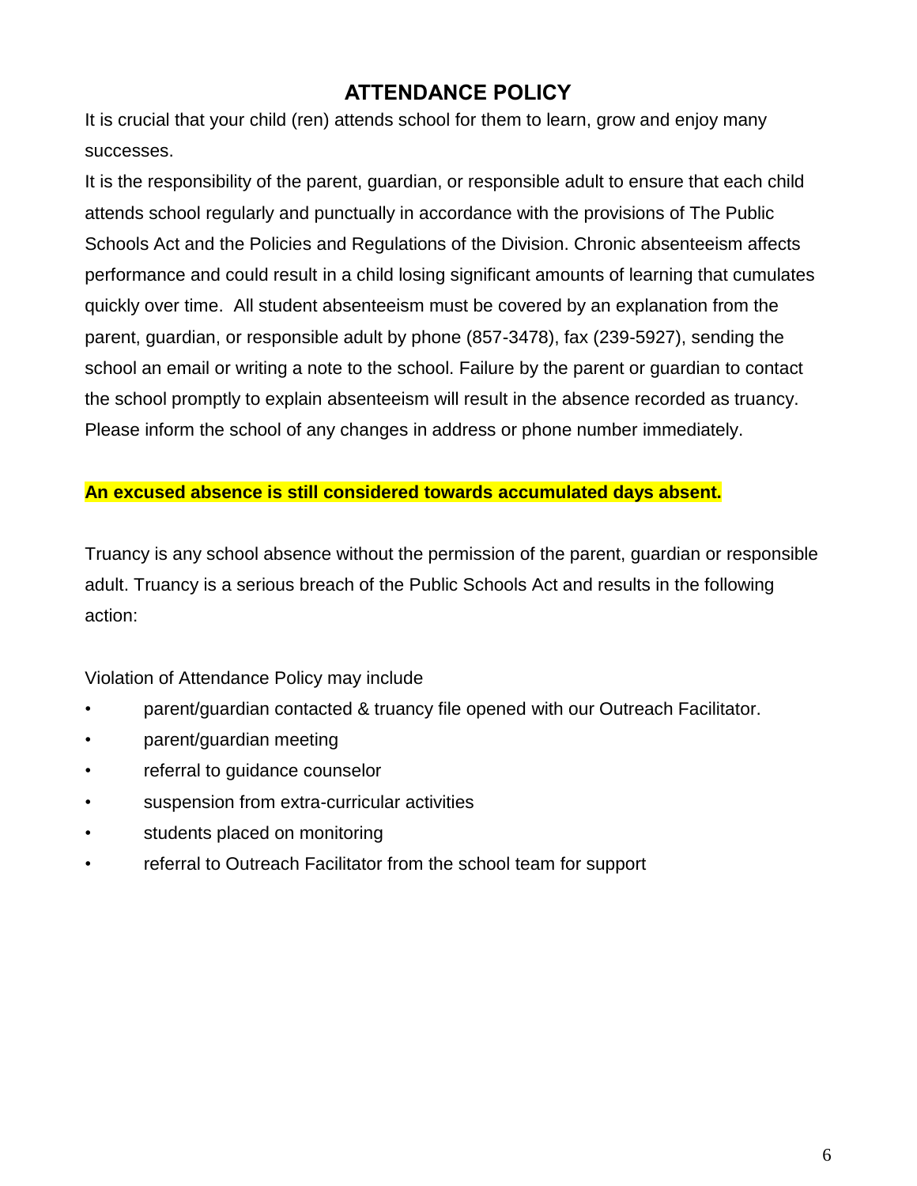# ATTENDANCE POLICY

It is crucial that your child (ren) attends school for them to learn, grow and enjoy many successes.

It is the responsibility of the parent, guardian, or responsible adult to ensure that each child attends school regularly and punctually in accordance with the provisions of The Public Schools Act and the Policies and Regulations of the Division. Chronic absenteeism affects performance and could result in a child losing significant amounts of learning that cumulates quickly over time. All student absenteeism must be covered by an explanation from the parent, guardian, or responsible adult by phone (857-3478), fax (239-5927), sending the school an email or writing a note to the school. Failure by the parent or guardian to contact the school promptly to explain absenteeism will result in the absence recorded as truancy. Please inform the school of any changes in address or phone number immediately.

**An excused absence is still considered towards accumulated days absent.**

Truancy is any school absence without the permission of the parent, guardian or responsible adult. Truancy is a serious breach of the Public Schools Act and results in the following action:

Violation of Attendance Policy may include

- parent/guardian contacted & truancy file opened with our Outreach Facilitator.
- parent/guardian meeting
- referral to guidance counselor
- suspension from extra-curricular activities
- students placed on monitoring
- referral to Outreach Facilitator from the school team for support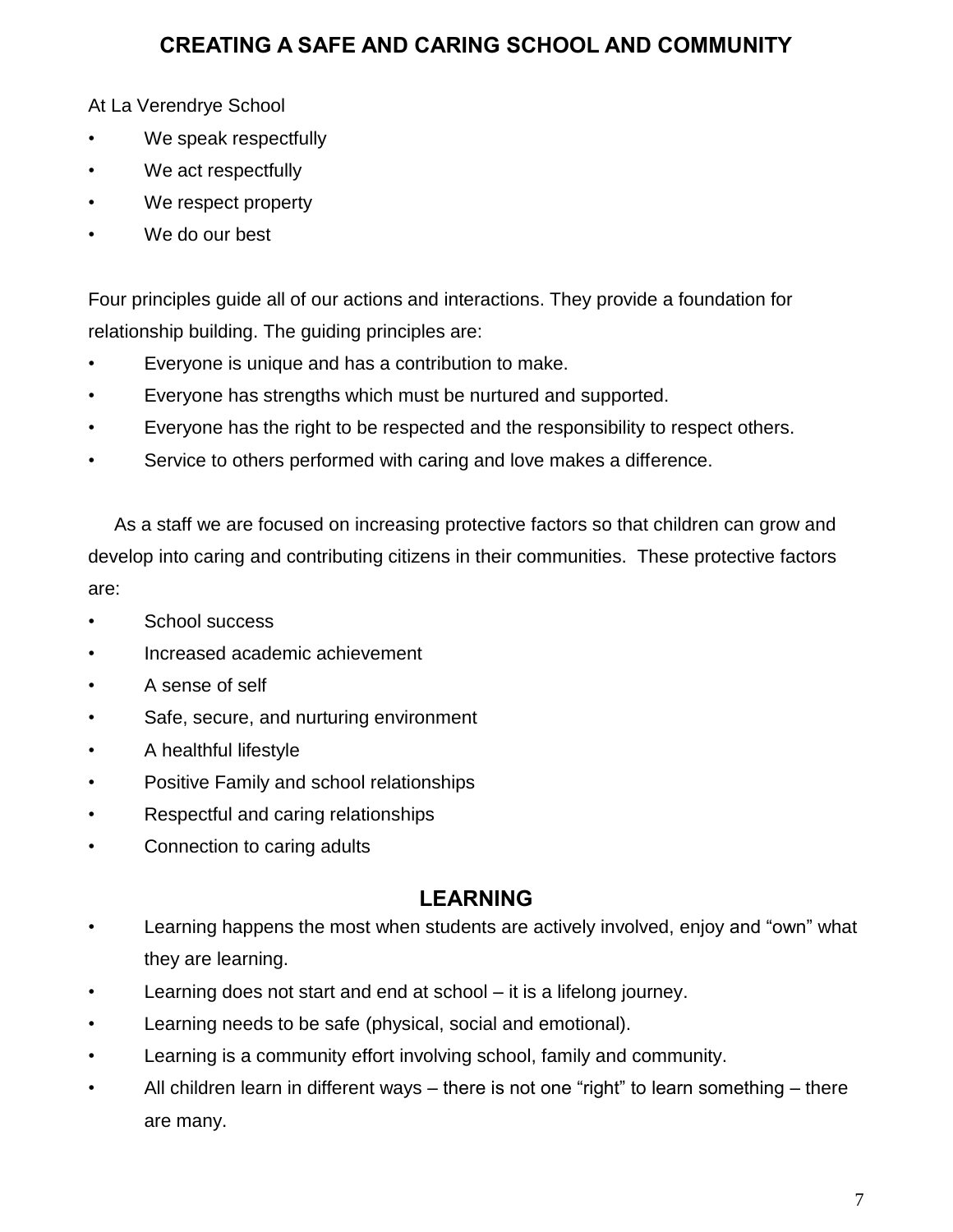## CREATING A SAFE AND CARING SCHOOL AND COMMUNITY

At La Verendrye School

- We speak respectfully
- We act respectfully
- We respect property
- We do our best

Four principles guide all of our actions and interactions. They provide a foundation for relationship building. The guiding principles are:

- Everyone is unique and has a contribution to make.
- Everyone has strengths which must be nurtured and supported.
- Everyone has the right to be respected and the responsibility to respect others.
- Service to others performed with caring and love makes a difference.

As a staff we are focused on increasing protective factors so that children can grow and develop into caring and contributing citizens in their communities. These protective factors are:

- School success
- Increased academic achievement
- A sense of self
- Safe, secure, and nurturing environment
- A healthful lifestyle
- Positive Family and school relationships
- Respectful and caring relationships
- Connection to caring adults

## LEARNING

- Learning happens the most when students are actively involved, enjoy and "own" what they are learning.
- Learning does not start and end at school – it is a lifelong journey.
- Learning needs to be safe (physical, social and emotional).
- Learning is a community effort involving school, family and community.
- All children learn in different ways – there is not one "right" to learn something – there are many.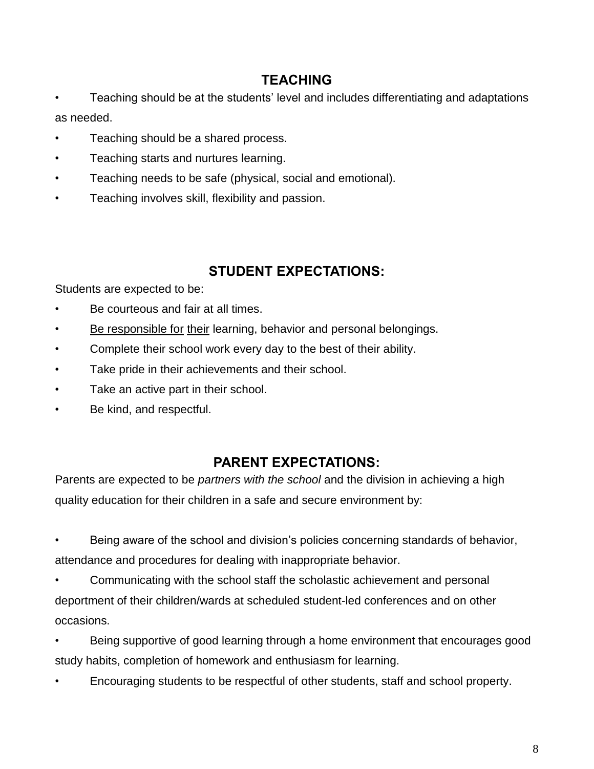## TEACHING

- Teaching should be at the students' level and includes differentiating and adaptations as needed.
- Teaching should be a shared process.
- Teaching starts and nurtures learning.
- Teaching needs to be safe (physical, social and emotional).
- Teaching involves skill, flexibility and passion.

## STUDENT EXPECTATIONS:

Students are expected to be:

- Be courteous and fair at all times.
- <u>Be responsible for</u> <u>their</u> learning, behavior and personal belongings.
- Complete their school work every day to the best of their ability.
- Take pride in their achievements and their school.
- Take an active part in their school.
- Be kind, and respectful.

## PARENT EXPECTATIONS:

Parents are expected to be *partners with the school* and the division in achieving a high quality education for their children in a safe and secure environment by:

- Being aware of the school and division's policies concerning standards of behavior, attendance and procedures for dealing with inappropriate behavior.
- Communicating with the school staff the scholastic achievement and personal deportment of their children/wards at scheduled student-led conferences and on other occasions.
- Being supportive of good learning through a home environment that encourages good study habits, completion of homework and enthusiasm for learning.
- Encouraging students to be respectful of other students, staff and school property.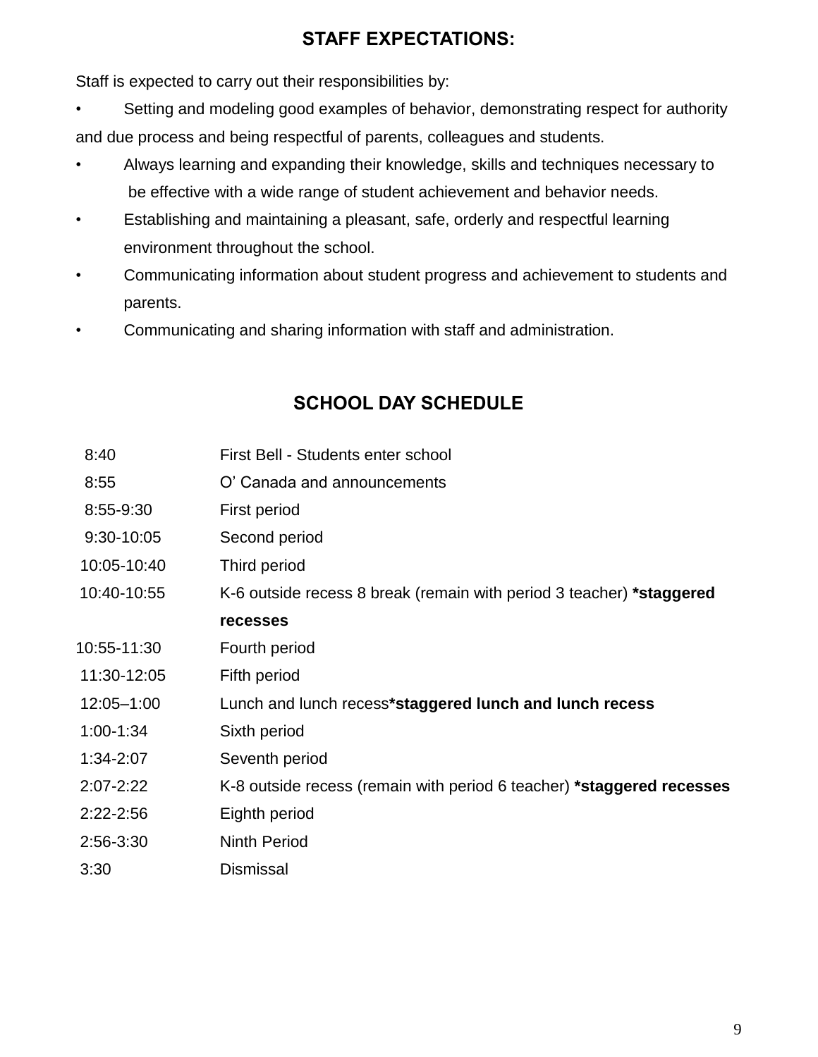## STAFF EXPECTATIONS:

Staff is expected to carry out their responsibilities by:

- Setting and modeling good examples of behavior, demonstrating respect for authority and due process and being respectful of parents, colleagues and students.
- Always learning and expanding their knowledge, skills and techniques necessary to be effective with a wide range of student achievement and behavior needs.
- Establishing and maintaining a pleasant, safe, orderly and respectful learning environment throughout the school.
- Communicating information about student progress and achievement to students and parents.
- Communicating and sharing information with staff and administration.

## SCHOOL DAY SCHEDULE

| | |
|---|---|
| 8:40 | First Bell - Students enter school |
| 8:55 | O' Canada and announcements |
| 8:55-9:30 | First period |
| 9:30-10:05 | Second period |
| 10:05-10:40 | Third period |
| 10:40-10:55 | K-6 outside recess 8 break (remain with period 3 teacher) **\*staggered recesses** |
| 10:55-11:30 | Fourth period |
| 11:30-12:05 | Fifth period |
| 12:05–1:00 | Lunch and lunch recess**\*staggered lunch and lunch recess** |
| 1:00-1:34 | Sixth period |
| 1:34-2:07 | Seventh period |
| 2:07-2:22 | K-8 outside recess (remain with period 6 teacher) **\*staggered recesses** |
| 2:22-2:56 | Eighth period |
| 2:56-3:30 | Ninth Period |
| 3:30 | Dismissal |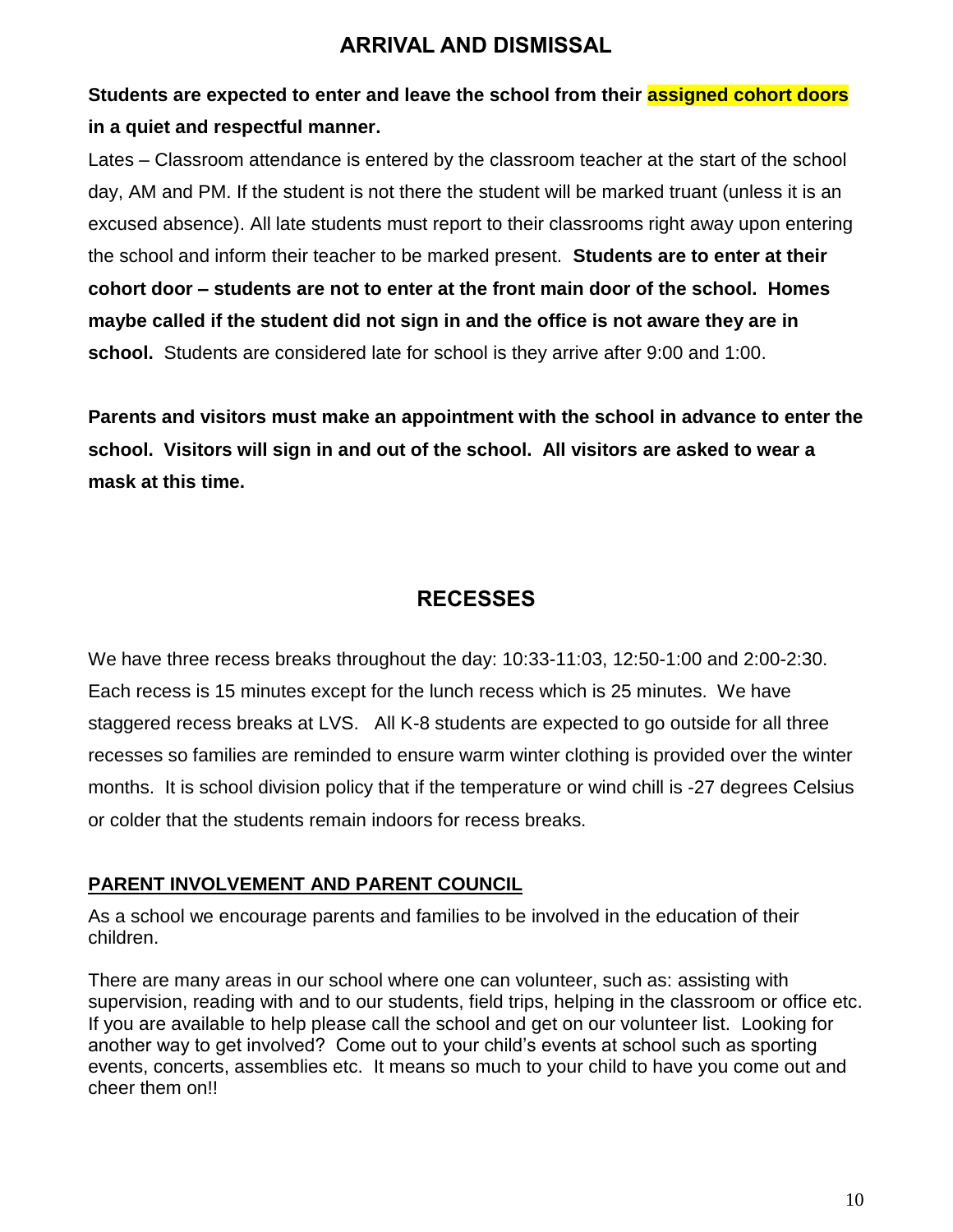## ARRIVAL AND DISMISSAL

**Students are expected to enter and leave the school from their assigned cohort doors in a quiet and respectful manner.**

Lates – Classroom attendance is entered by the classroom teacher at the start of the school day, AM and PM. If the student is not there the student will be marked truant (unless it is an excused absence). All late students must report to their classrooms right away upon entering the school and inform their teacher to be marked present. **Students are to enter at their cohort door – students are not to enter at the front main door of the school. Homes maybe called if the student did not sign in and the office is not aware they are in school.** Students are considered late for school is they arrive after 9:00 and 1:00.

**Parents and visitors must make an appointment with the school in advance to enter the school. Visitors will sign in and out of the school. All visitors are asked to wear a mask at this time.**

## RECESSES

We have three recess breaks throughout the day: 10:33-11:03, 12:50-1:00 and 2:00-2:30. Each recess is 15 minutes except for the lunch recess which is 25 minutes. We have staggered recess breaks at LVS. All K-8 students are expected to go outside for all three recesses so families are reminded to ensure warm winter clothing is provided over the winter months. It is school division policy that if the temperature or wind chill is -27 degrees Celsius or colder that the students remain indoors for recess breaks.

### PARENT INVOLVEMENT AND PARENT COUNCIL

As a school we encourage parents and families to be involved in the education of their children.

There are many areas in our school where one can volunteer, such as: assisting with supervision, reading with and to our students, field trips, helping in the classroom or office etc. If you are available to help please call the school and get on our volunteer list. Looking for another way to get involved? Come out to your child's events at school such as sporting events, concerts, assemblies etc. It means so much to your child to have you come out and cheer them on!!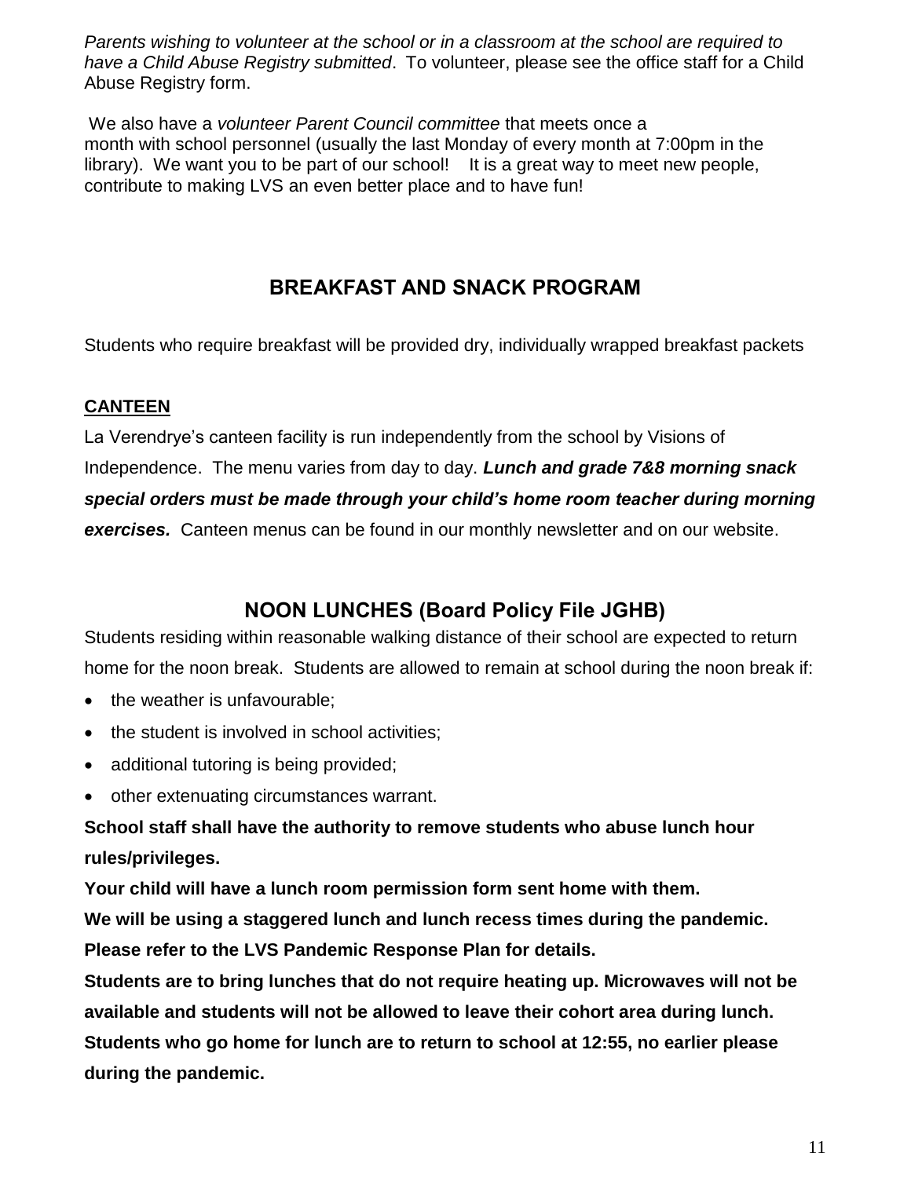*Parents wishing to volunteer at the school or in a classroom at the school are required to have a Child Abuse Registry submitted*. To volunteer, please see the office staff for a Child Abuse Registry form.

We also have a *volunteer Parent Council committee* that meets once a month with school personnel (usually the last Monday of every month at 7:00pm in the library). We want you to be part of our school! It is a great way to meet new people, contribute to making LVS an even better place and to have fun!

## BREAKFAST AND SNACK PROGRAM

Students who require breakfast will be provided dry, individually wrapped breakfast packets

### CANTEEN

La Verendrye's canteen facility is run independently from the school by Visions of Independence. The menu varies from day to day. ***Lunch and grade 7&8 morning snack special orders must be made through your child's home room teacher during morning exercises.*** Canteen menus can be found in our monthly newsletter and on our website.

## NOON LUNCHES (Board Policy File JGHB)

Students residing within reasonable walking distance of their school are expected to return home for the noon break. Students are allowed to remain at school during the noon break if:

- the weather is unfavourable;
- the student is involved in school activities;
- additional tutoring is being provided;
- other extenuating circumstances warrant.

**School staff shall have the authority to remove students who abuse lunch hour rules/privileges.**

**Your child will have a lunch room permission form sent home with them.**

**We will be using a staggered lunch and lunch recess times during the pandemic. Please refer to the LVS Pandemic Response Plan for details.**

**Students are to bring lunches that do not require heating up. Microwaves will not be available and students will not be allowed to leave their cohort area during lunch. Students who go home for lunch are to return to school at 12:55, no earlier please during the pandemic.**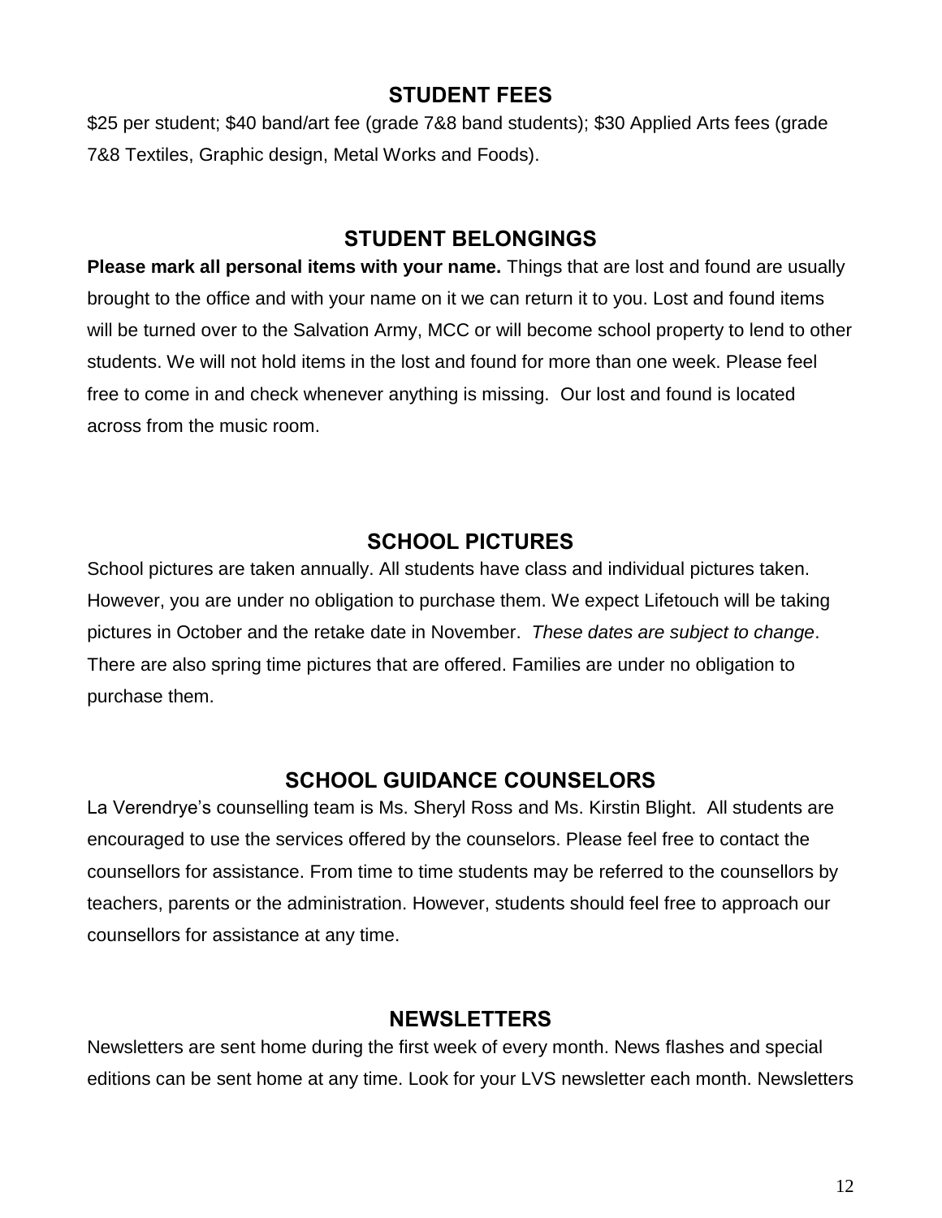## STUDENT FEES

$25 per student; $40 band/art fee (grade 7&8 band students); $30 Applied Arts fees (grade 7&8 Textiles, Graphic design, Metal Works and Foods).

## STUDENT BELONGINGS

**Please mark all personal items with your name.** Things that are lost and found are usually brought to the office and with your name on it we can return it to you. Lost and found items will be turned over to the Salvation Army, MCC or will become school property to lend to other students. We will not hold items in the lost and found for more than one week. Please feel free to come in and check whenever anything is missing. Our lost and found is located across from the music room.

## SCHOOL PICTURES

School pictures are taken annually. All students have class and individual pictures taken. However, you are under no obligation to purchase them. We expect Lifetouch will be taking pictures in October and the retake date in November. *These dates are subject to change*. There are also spring time pictures that are offered. Families are under no obligation to purchase them.

## SCHOOL GUIDANCE COUNSELORS

La Verendrye's counselling team is Ms. Sheryl Ross and Ms. Kirstin Blight. All students are encouraged to use the services offered by the counselors. Please feel free to contact the counsellors for assistance. From time to time students may be referred to the counsellors by teachers, parents or the administration. However, students should feel free to approach our counsellors for assistance at any time.

## NEWSLETTERS

Newsletters are sent home during the first week of every month. News flashes and special editions can be sent home at any time. Look for your LVS newsletter each month. Newsletters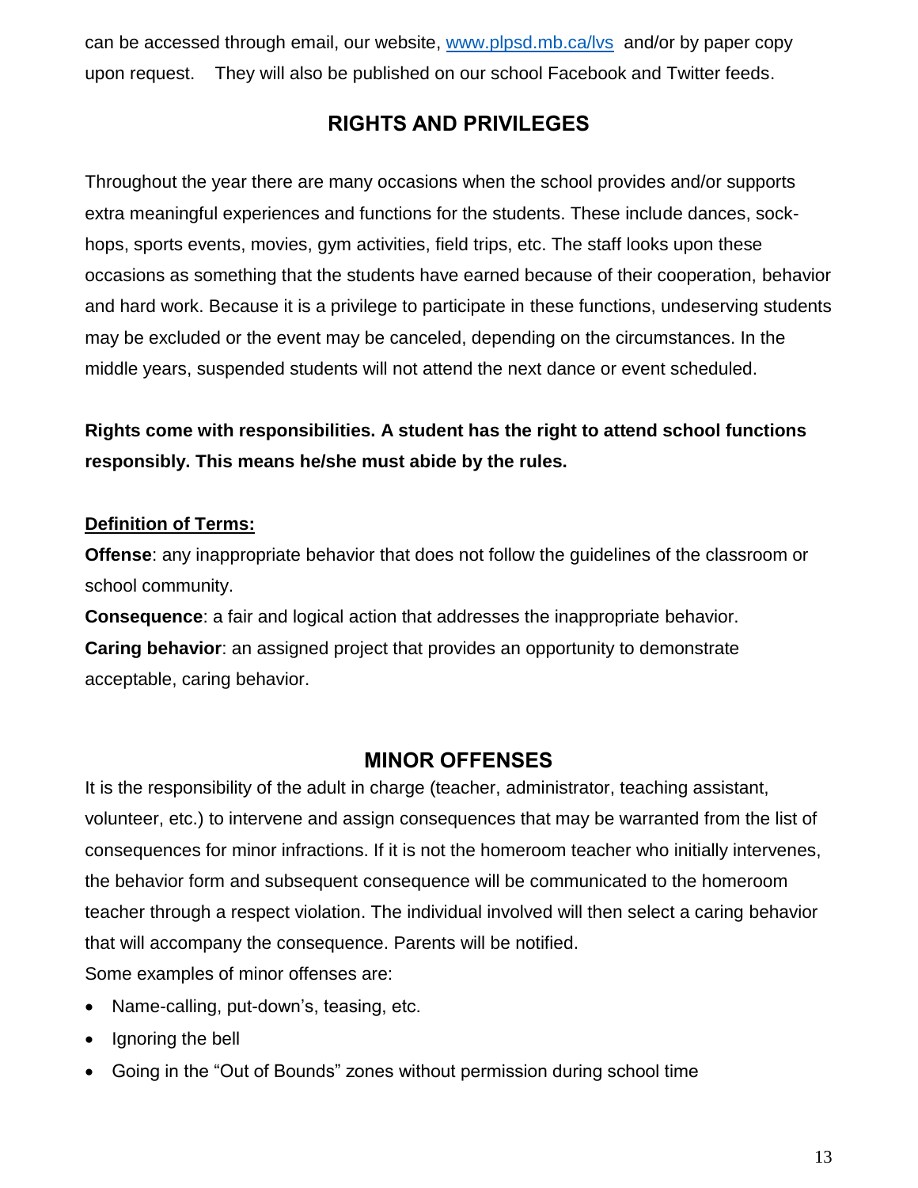can be accessed through email, our website, [www.plpsd.mb.ca/lvs](http://www.plpsd.mb.ca/lvs) and/or by paper copy upon request. They will also be published on our school Facebook and Twitter feeds.

## RIGHTS AND PRIVILEGES

Throughout the year there are many occasions when the school provides and/or supports extra meaningful experiences and functions for the students. These include dances, sock-hops, sports events, movies, gym activities, field trips, etc. The staff looks upon these occasions as something that the students have earned because of their cooperation, behavior and hard work. Because it is a privilege to participate in these functions, undeserving students may be excluded or the event may be canceled, depending on the circumstances. In the middle years, suspended students will not attend the next dance or event scheduled.

**Rights come with responsibilities. A student has the right to attend school functions responsibly. This means he/she must abide by the rules.**

**Definition of Terms:**

**Offense**: any inappropriate behavior that does not follow the guidelines of the classroom or school community.

**Consequence**: a fair and logical action that addresses the inappropriate behavior.

**Caring behavior**: an assigned project that provides an opportunity to demonstrate acceptable, caring behavior.

## MINOR OFFENSES

It is the responsibility of the adult in charge (teacher, administrator, teaching assistant, volunteer, etc.) to intervene and assign consequences that may be warranted from the list of consequences for minor infractions. If it is not the homeroom teacher who initially intervenes, the behavior form and subsequent consequence will be communicated to the homeroom teacher through a respect violation. The individual involved will then select a caring behavior that will accompany the consequence. Parents will be notified.

Some examples of minor offenses are:

- Name-calling, put-down's, teasing, etc.
- Ignoring the bell
- Going in the "Out of Bounds" zones without permission during school time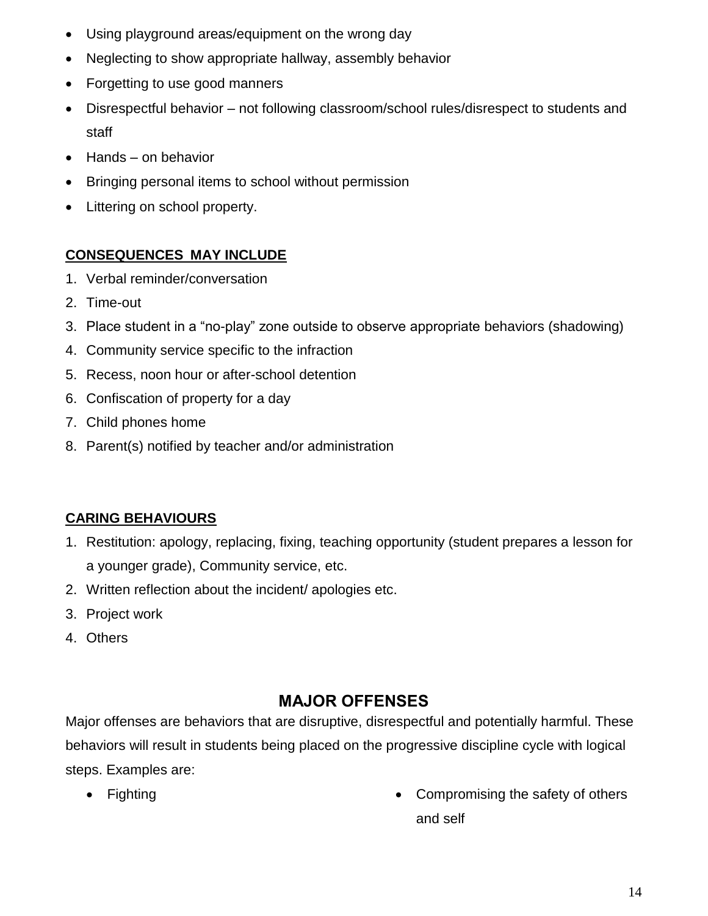- Using playground areas/equipment on the wrong day
- Neglecting to show appropriate hallway, assembly behavior
- Forgetting to use good manners
- Disrespectful behavior – not following classroom/school rules/disrespect to students and staff
- Hands – on behavior
- Bringing personal items to school without permission
- Littering on school property.

**CONSEQUENCES MAY INCLUDE**

1. Verbal reminder/conversation
2. Time-out
3. Place student in a "no-play" zone outside to observe appropriate behaviors (shadowing)
4. Community service specific to the infraction
5. Recess, noon hour or after-school detention
6. Confiscation of property for a day
7. Child phones home
8. Parent(s) notified by teacher and/or administration

**CARING BEHAVIOURS**

1. Restitution: apology, replacing, fixing, teaching opportunity (student prepares a lesson for a younger grade), Community service, etc.
2. Written reflection about the incident/ apologies etc.
3. Project work
4. Others

## MAJOR OFFENSES

Major offenses are behaviors that are disruptive, disrespectful and potentially harmful. These behaviors will result in students being placed on the progressive discipline cycle with logical steps. Examples are:

- Fighting
- Compromising the safety of others and self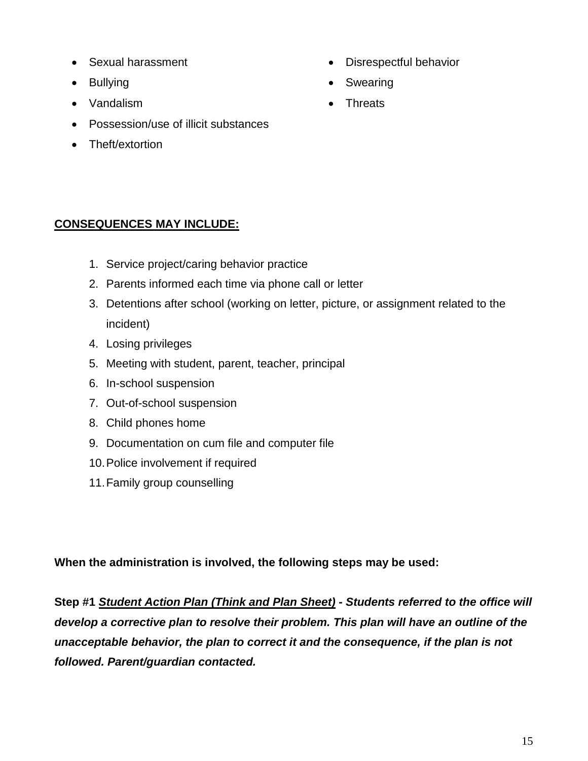- Sexual harassment
- Bullying
- Vandalism
- Possession/use of illicit substances
- Theft/extortion
- Disrespectful behavior
- Swearing
- Threats

**CONSEQUENCES MAY INCLUDE:**

1. Service project/caring behavior practice
2. Parents informed each time via phone call or letter
3. Detentions after school (working on letter, picture, or assignment related to the incident)
4. Losing privileges
5. Meeting with student, parent, teacher, principal
6. In-school suspension
7. Out-of-school suspension
8. Child phones home
9. Documentation on cum file and computer file
10. Police involvement if required
11. Family group counselling

**When the administration is involved, the following steps may be used:**

**Step #1** ***Student Action Plan (Think and Plan Sheet)*** ***- Students referred to the office will develop a corrective plan to resolve their problem. This plan will have an outline of the unacceptable behavior, the plan to correct it and the consequence, if the plan is not followed. Parent/guardian contacted.***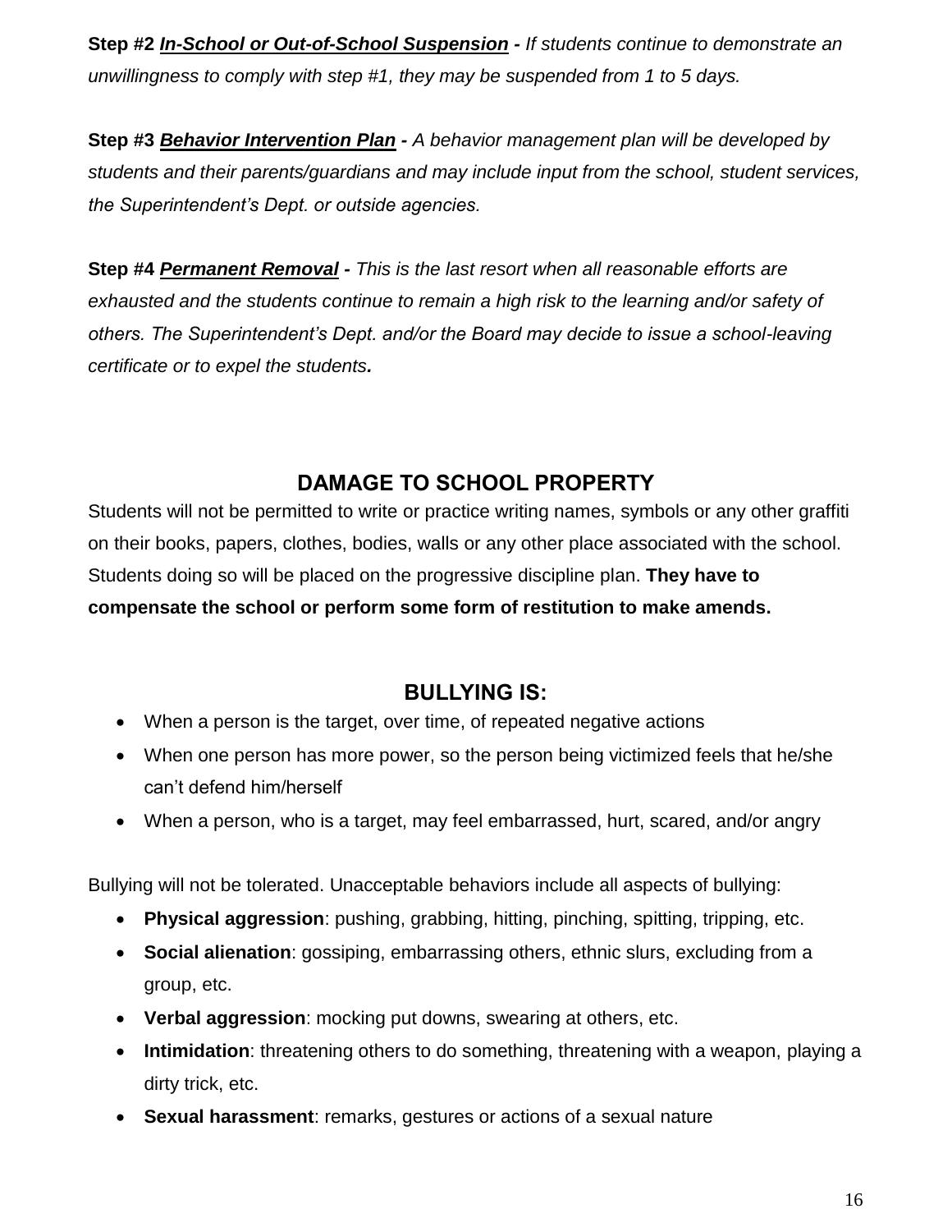**Step #2** ***In-School or Out-of-School Suspension** - If students continue to demonstrate an unwillingness to comply with step #1, they may be suspended from 1 to 5 days.*

**Step #3** ***Behavior Intervention Plan** - A behavior management plan will be developed by students and their parents/guardians and may include input from the school, student services, the Superintendent's Dept. or outside agencies.*

**Step #4** ***Permanent Removal** - This is the last resort when all reasonable efforts are exhausted and the students continue to remain a high risk to the learning and/or safety of others. The Superintendent's Dept. and/or the Board may decide to issue a school-leaving certificate or to expel the students.*

## DAMAGE TO SCHOOL PROPERTY

Students will not be permitted to write or practice writing names, symbols or any other graffiti on their books, papers, clothes, bodies, walls or any other place associated with the school. Students doing so will be placed on the progressive discipline plan. **They have to compensate the school or perform some form of restitution to make amends.**

## BULLYING IS:

- When a person is the target, over time, of repeated negative actions
- When one person has more power, so the person being victimized feels that he/she can't defend him/herself
- When a person, who is a target, may feel embarrassed, hurt, scared, and/or angry

Bullying will not be tolerated. Unacceptable behaviors include all aspects of bullying:

- **Physical aggression**: pushing, grabbing, hitting, pinching, spitting, tripping, etc.
- **Social alienation**: gossiping, embarrassing others, ethnic slurs, excluding from a group, etc.
- **Verbal aggression**: mocking put downs, swearing at others, etc.
- **Intimidation**: threatening others to do something, threatening with a weapon, playing a dirty trick, etc.
- **Sexual harassment**: remarks, gestures or actions of a sexual nature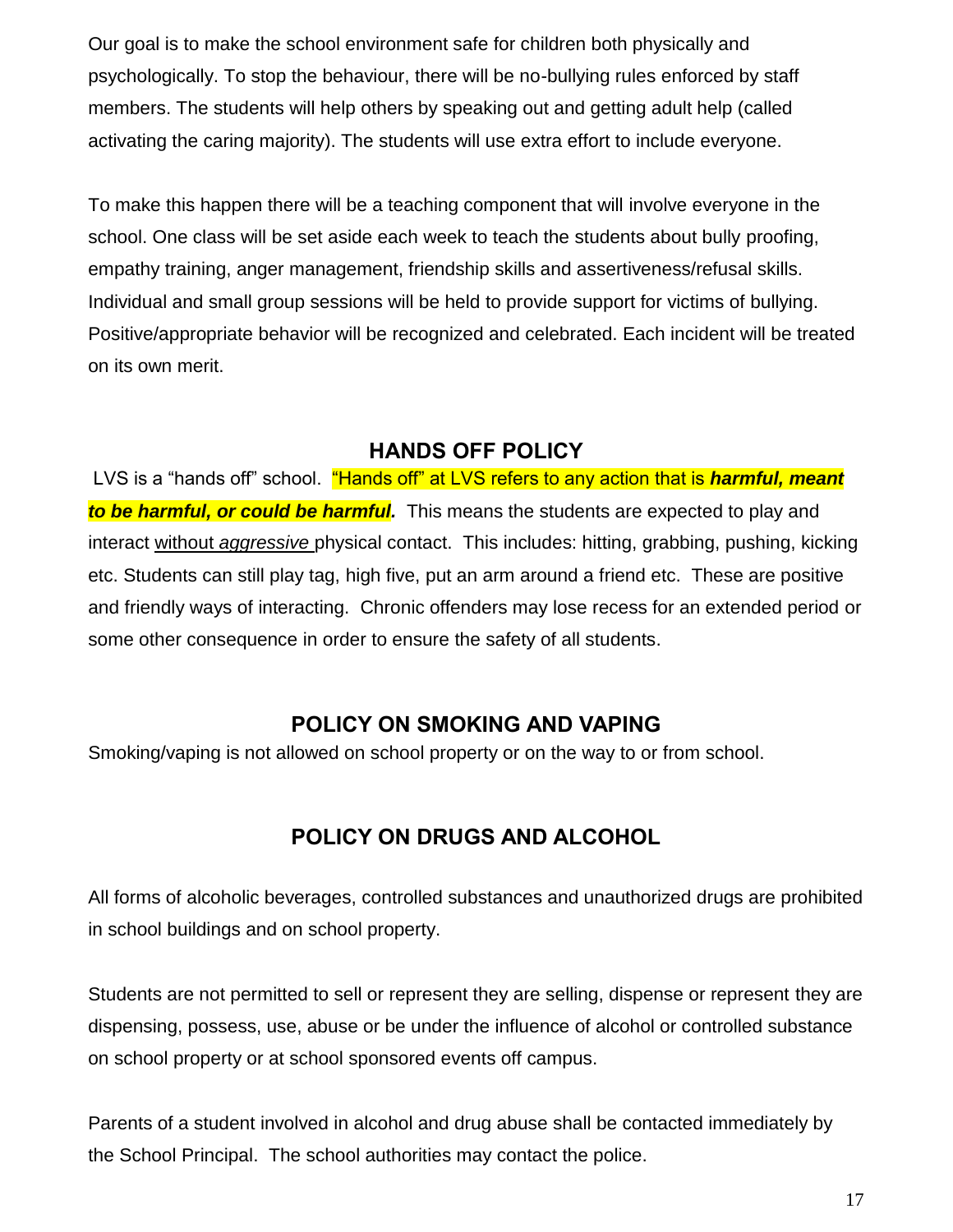Our goal is to make the school environment safe for children both physically and psychologically. To stop the behaviour, there will be no-bullying rules enforced by staff members. The students will help others by speaking out and getting adult help (called activating the caring majority). The students will use extra effort to include everyone.

To make this happen there will be a teaching component that will involve everyone in the school. One class will be set aside each week to teach the students about bully proofing, empathy training, anger management, friendship skills and assertiveness/refusal skills. Individual and small group sessions will be held to provide support for victims of bullying. Positive/appropriate behavior will be recognized and celebrated. Each incident will be treated on its own merit.

## HANDS OFF POLICY

LVS is a "hands off" school. "Hands off" at LVS refers to any action that is ***harmful, meant to be harmful, or could be harmful.*** This means the students are expected to play and interact without *aggressive* physical contact. This includes: hitting, grabbing, pushing, kicking etc. Students can still play tag, high five, put an arm around a friend etc. These are positive and friendly ways of interacting. Chronic offenders may lose recess for an extended period or some other consequence in order to ensure the safety of all students.

## POLICY ON SMOKING AND VAPING

Smoking/vaping is not allowed on school property or on the way to or from school.

## POLICY ON DRUGS AND ALCOHOL

All forms of alcoholic beverages, controlled substances and unauthorized drugs are prohibited in school buildings and on school property.

Students are not permitted to sell or represent they are selling, dispense or represent they are dispensing, possess, use, abuse or be under the influence of alcohol or controlled substance on school property or at school sponsored events off campus.

Parents of a student involved in alcohol and drug abuse shall be contacted immediately by the School Principal. The school authorities may contact the police.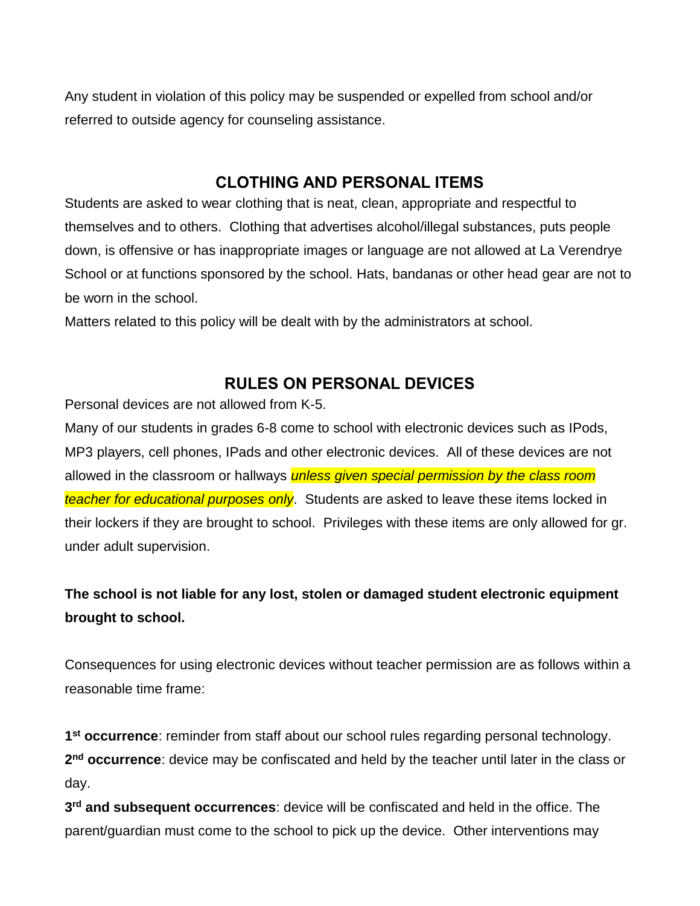Any student in violation of this policy may be suspended or expelled from school and/or referred to outside agency for counseling assistance.

## CLOTHING AND PERSONAL ITEMS

Students are asked to wear clothing that is neat, clean, appropriate and respectful to themselves and to others. Clothing that advertises alcohol/illegal substances, puts people down, is offensive or has inappropriate images or language are not allowed at La Verendrye School or at functions sponsored by the school. Hats, bandanas or other head gear are not to be worn in the school.

Matters related to this policy will be dealt with by the administrators at school.

## RULES ON PERSONAL DEVICES

Personal devices are not allowed from K-5.

Many of our students in grades 6-8 come to school with electronic devices such as IPods, MP3 players, cell phones, IPads and other electronic devices. All of these devices are not allowed in the classroom or hallways *unless given special permission by the class room teacher for educational purposes only*. Students are asked to leave these items locked in their lockers if they are brought to school. Privileges with these items are only allowed for gr. under adult supervision.

**The school is not liable for any lost, stolen or damaged student electronic equipment brought to school.**

Consequences for using electronic devices without teacher permission are as follows within a reasonable time frame:

**1st occurrence**: reminder from staff about our school rules regarding personal technology.
**2nd occurrence**: device may be confiscated and held by the teacher until later in the class or day.
**3rd and subsequent occurrences**: device will be confiscated and held in the office. The parent/guardian must come to the school to pick up the device. Other interventions may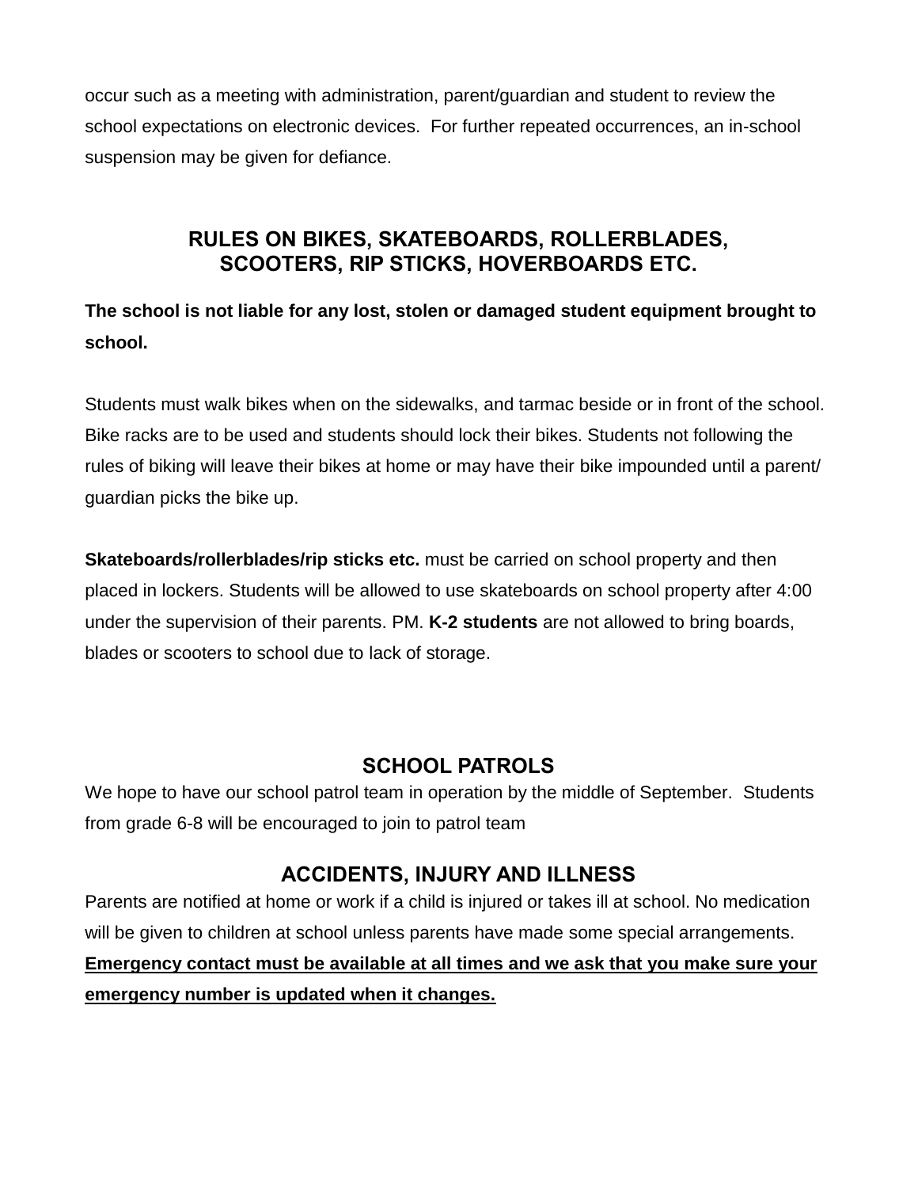occur such as a meeting with administration, parent/guardian and student to review the school expectations on electronic devices. For further repeated occurrences, an in-school suspension may be given for defiance.

## RULES ON BIKES, SKATEBOARDS, ROLLERBLADES, SCOOTERS, RIP STICKS, HOVERBOARDS ETC.

**The school is not liable for any lost, stolen or damaged student equipment brought to school.**

Students must walk bikes when on the sidewalks, and tarmac beside or in front of the school. Bike racks are to be used and students should lock their bikes. Students not following the rules of biking will leave their bikes at home or may have their bike impounded until a parent/ guardian picks the bike up.

**Skateboards/rollerblades/rip sticks etc.** must be carried on school property and then placed in lockers. Students will be allowed to use skateboards on school property after 4:00 under the supervision of their parents. PM. **K-2 students** are not allowed to bring boards, blades or scooters to school due to lack of storage.

## SCHOOL PATROLS

We hope to have our school patrol team in operation by the middle of September. Students from grade 6-8 will be encouraged to join to patrol team

## ACCIDENTS, INJURY AND ILLNESS

Parents are notified at home or work if a child is injured or takes ill at school. No medication will be given to children at school unless parents have made some special arrangements. **Emergency contact must be available at all times and we ask that you make sure your emergency number is updated when it changes.**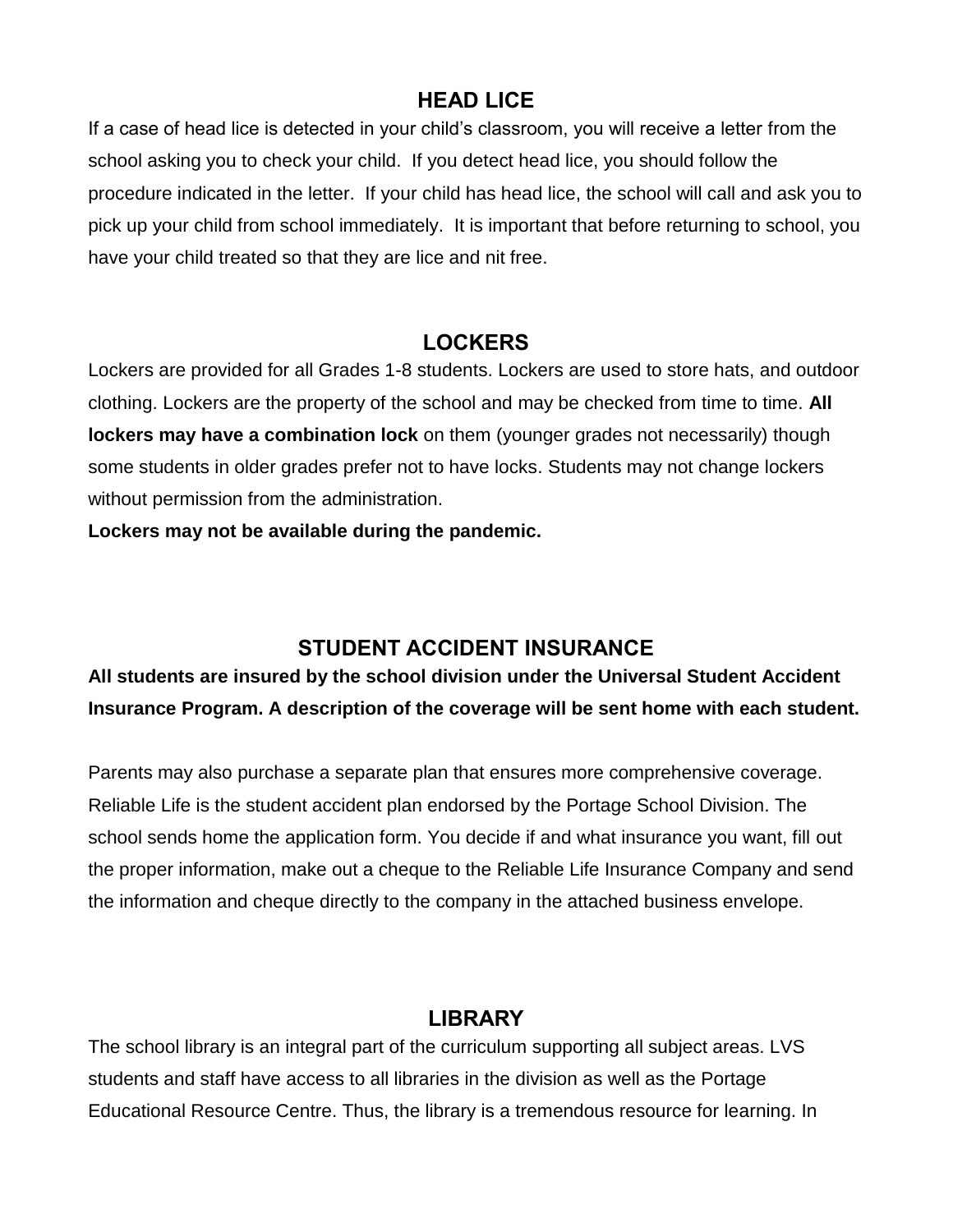## HEAD LICE

If a case of head lice is detected in your child's classroom, you will receive a letter from the school asking you to check your child. If you detect head lice, you should follow the procedure indicated in the letter. If your child has head lice, the school will call and ask you to pick up your child from school immediately. It is important that before returning to school, you have your child treated so that they are lice and nit free.

## LOCKERS

Lockers are provided for all Grades 1-8 students. Lockers are used to store hats, and outdoor clothing. Lockers are the property of the school and may be checked from time to time. **All lockers may have a combination lock** on them (younger grades not necessarily) though some students in older grades prefer not to have locks. Students may not change lockers without permission from the administration.

**Lockers may not be available during the pandemic.**

## STUDENT ACCIDENT INSURANCE

**All students are insured by the school division under the Universal Student Accident Insurance Program. A description of the coverage will be sent home with each student.**

Parents may also purchase a separate plan that ensures more comprehensive coverage. Reliable Life is the student accident plan endorsed by the Portage School Division. The school sends home the application form. You decide if and what insurance you want, fill out the proper information, make out a cheque to the Reliable Life Insurance Company and send the information and cheque directly to the company in the attached business envelope.

## LIBRARY

The school library is an integral part of the curriculum supporting all subject areas. LVS students and staff have access to all libraries in the division as well as the Portage Educational Resource Centre. Thus, the library is a tremendous resource for learning. In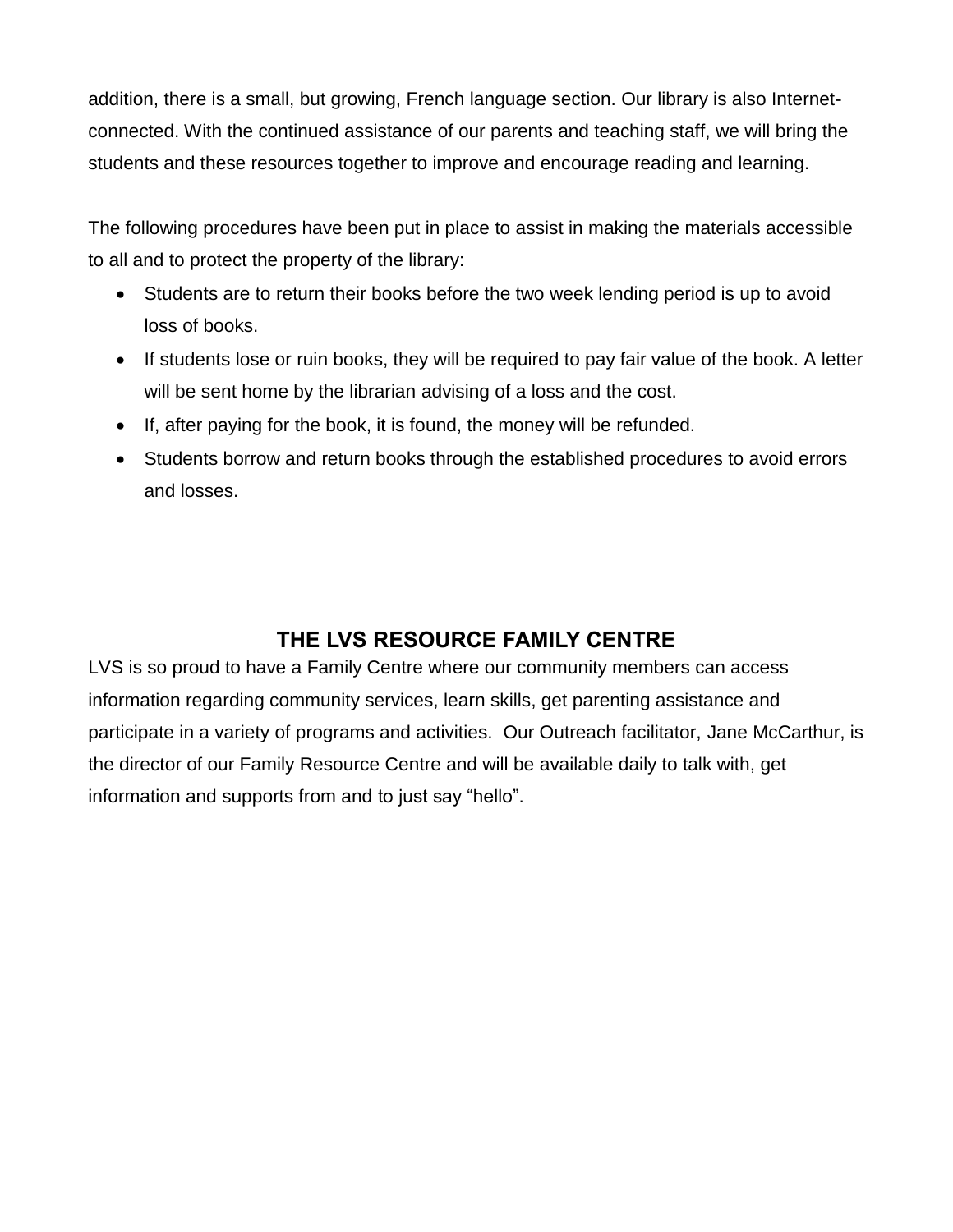addition, there is a small, but growing, French language section. Our library is also Internet-connected. With the continued assistance of our parents and teaching staff, we will bring the students and these resources together to improve and encourage reading and learning.

The following procedures have been put in place to assist in making the materials accessible to all and to protect the property of the library:

- Students are to return their books before the two week lending period is up to avoid loss of books.
- If students lose or ruin books, they will be required to pay fair value of the book. A letter will be sent home by the librarian advising of a loss and the cost.
- If, after paying for the book, it is found, the money will be refunded.
- Students borrow and return books through the established procedures to avoid errors and losses.

## THE LVS RESOURCE FAMILY CENTRE

LVS is so proud to have a Family Centre where our community members can access information regarding community services, learn skills, get parenting assistance and participate in a variety of programs and activities. Our Outreach facilitator, Jane McCarthur, is the director of our Family Resource Centre and will be available daily to talk with, get information and supports from and to just say "hello".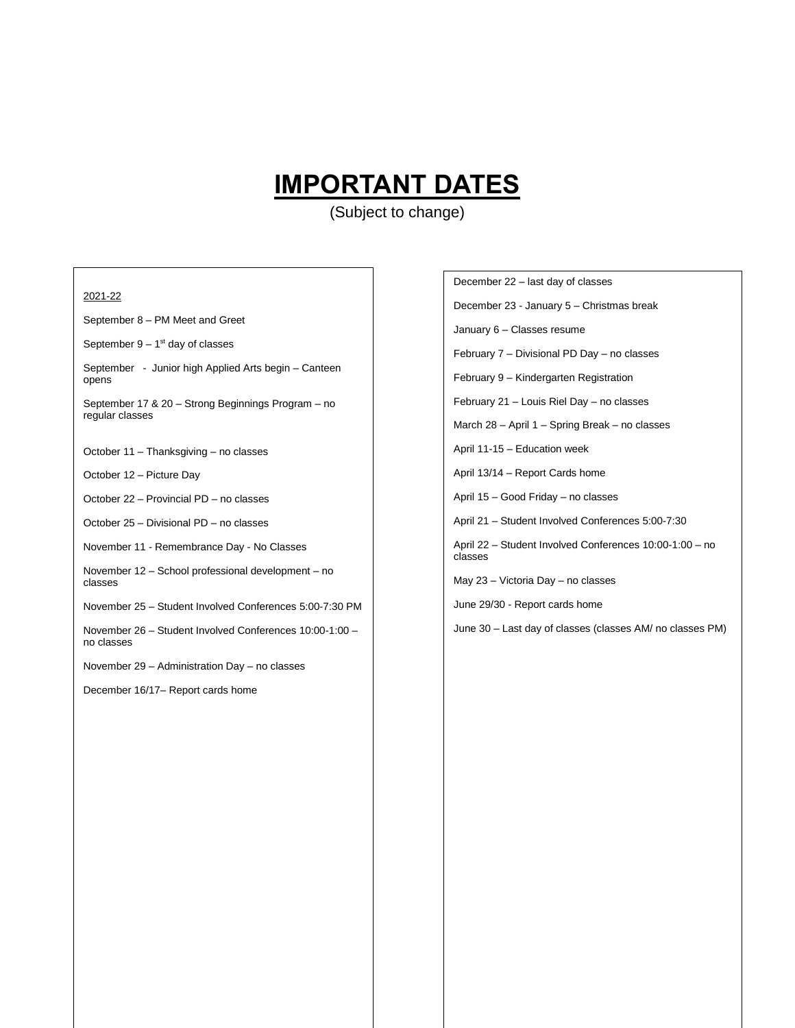# IMPORTANT DATES

(Subject to change)

2021-22

September 8 – PM Meet and Greet

September 9 – 1st day of classes

September - Junior high Applied Arts begin – Canteen opens

September 17 & 20 – Strong Beginnings Program – no regular classes

October 11 – Thanksgiving – no classes

October 12 – Picture Day

October 22 – Provincial PD – no classes

October 25 – Divisional PD – no classes

November 11 - Remembrance Day - No Classes

November 12 – School professional development – no classes

November 25 – Student Involved Conferences 5:00-7:30 PM

November 26 – Student Involved Conferences 10:00-1:00 – no classes

November 29 – Administration Day – no classes

December 16/17– Report cards home

December 22 – last day of classes

December 23 - January 5 – Christmas break

January 6 – Classes resume

February 7 – Divisional PD Day – no classes

February 9 – Kindergarten Registration

February 21 – Louis Riel Day – no classes

March 28 – April 1 – Spring Break – no classes

April 11-15 – Education week

April 13/14 – Report Cards home

April 15 – Good Friday – no classes

April 21 – Student Involved Conferences 5:00-7:30

April 22 – Student Involved Conferences 10:00-1:00 – no classes

May 23 – Victoria Day – no classes

June 29/30 - Report cards home

June 30 – Last day of classes (classes AM/ no classes PM)